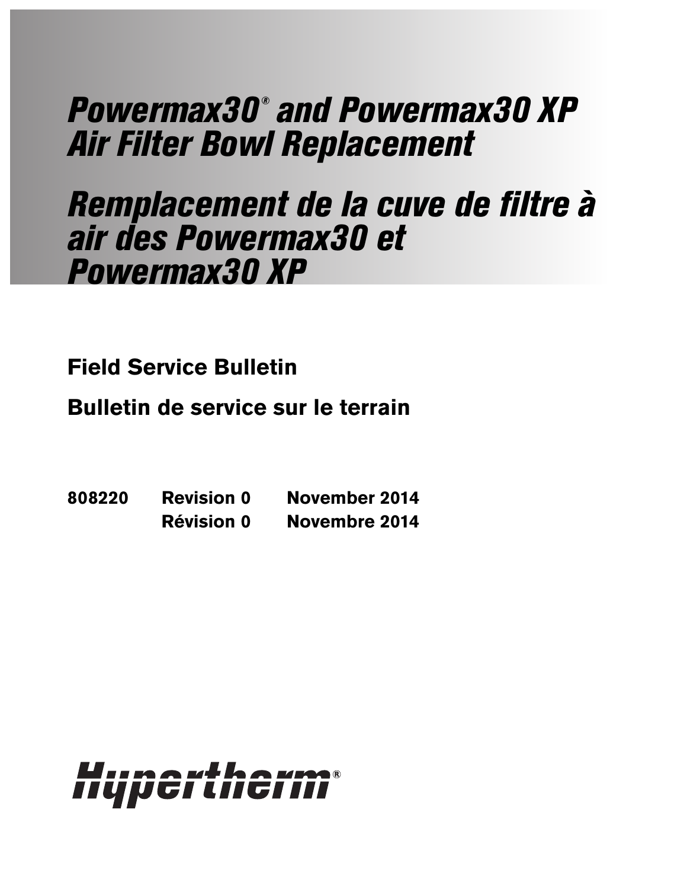# *Powermax30® and Powermax30 XP Air Filter Bowl Replacement*

# *Remplacement de la cuve de filtre à air des Powermax30 et Powermax30 XP*

**Field Service Bulletin**

**Bulletin de service sur le terrain**

**808220 Revision 0 November 2014**

**Révision 0 Novembre 2014**

**Hypertherm®**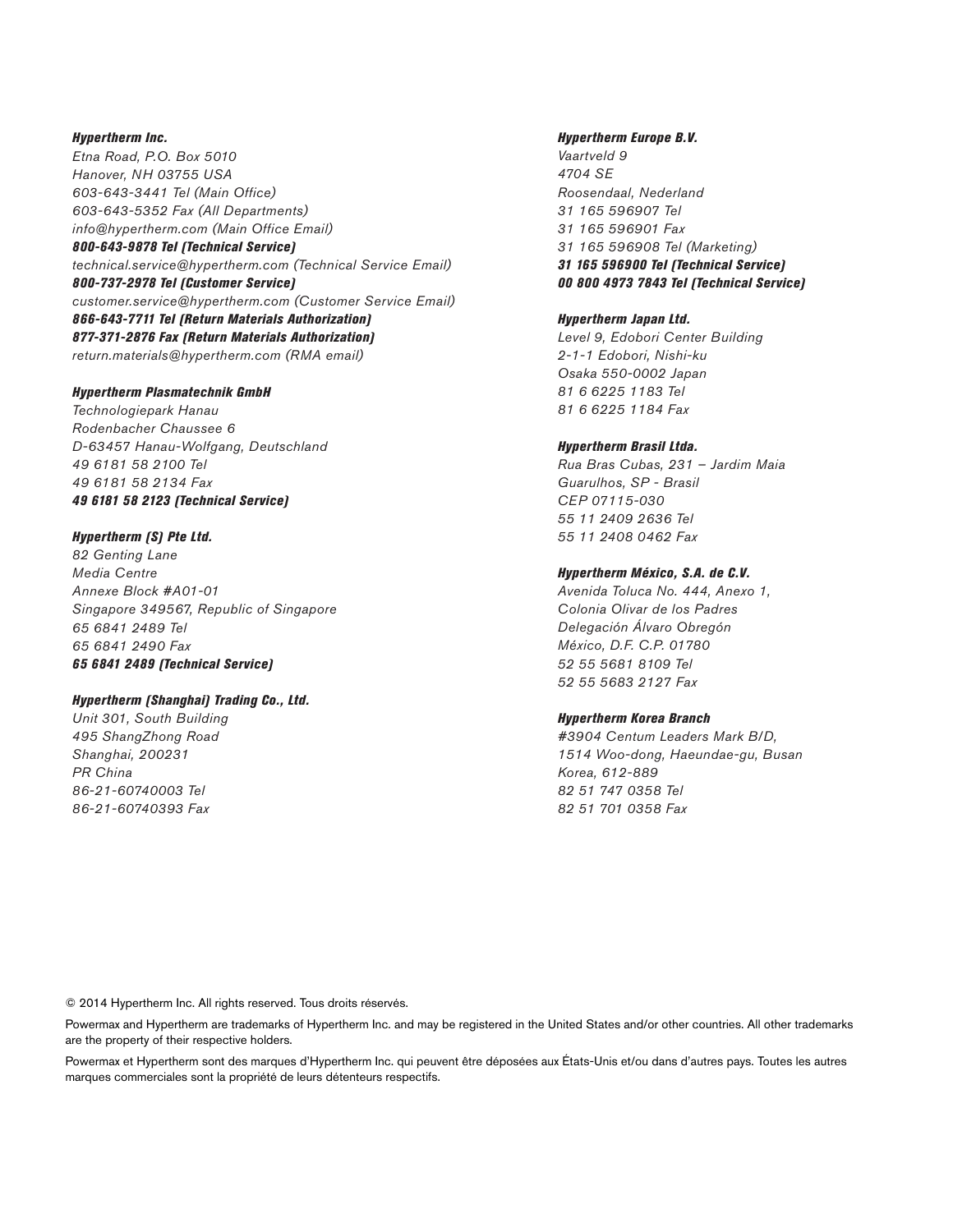***Hypertherm Inc.***
*Etna Road, P.O. Box 5010*
*Hanover, NH 03755 USA*
*603-643-3441 Tel (Main Office)*
*603-643-5352 Fax (All Departments)*
*info@hypertherm.com (Main Office Email)*
***800-643-9878 Tel (Technical Service)***
*technical.service@hypertherm.com (Technical Service Email)*
***800-737-2978 Tel (Customer Service)***
*customer.service@hypertherm.com (Customer Service Email)*
***866-643-7711 Tel (Return Materials Authorization)***
***877-371-2876 Fax (Return Materials Authorization)***
*return.materials@hypertherm.com (RMA email)*

***Hypertherm Plasmatechnik GmbH***
*Technologiepark Hanau*
*Rodenbacher Chaussee 6*
*D-63457 Hanau-Wolfgang, Deutschland*
*49 6181 58 2100 Tel*
*49 6181 58 2134 Fax*
***49 6181 58 2123 (Technical Service)***

***Hypertherm (S) Pte Ltd.***
*82 Genting Lane*
*Media Centre*
*Annexe Block #A01-01*
*Singapore 349567, Republic of Singapore*
*65 6841 2489 Tel*
*65 6841 2490 Fax*
***65 6841 2489 (Technical Service)***

***Hypertherm (Shanghai) Trading Co., Ltd.***
*Unit 301, South Building*
*495 ShangZhong Road*
*Shanghai, 200231*
*PR China*
*86-21-60740003 Tel*
*86-21-60740393 Fax*

***Hypertherm Europe B.V.***
*Vaartveld 9*
*4704 SE*
*Roosendaal, Nederland*
*31 165 596907 Tel*
*31 165 596901 Fax*
*31 165 596908 Tel (Marketing)*
***31 165 596900 Tel (Technical Service)***
***00 800 4973 7843 Tel (Technical Service)***

***Hypertherm Japan Ltd.***
*Level 9, Edobori Center Building*
*2-1-1 Edobori, Nishi-ku*
*Osaka 550-0002 Japan*
*81 6 6225 1183 Tel*
*81 6 6225 1184 Fax*

***Hypertherm Brasil Ltda.***
*Rua Bras Cubas, 231 – Jardim Maia*
*Guarulhos, SP - Brasil*
*CEP 07115-030*
*55 11 2409 2636 Tel*
*55 11 2408 0462 Fax*

***Hypertherm México, S.A. de C.V.***
*Avenida Toluca No. 444, Anexo 1,*
*Colonia Olivar de los Padres*
*Delegación Álvaro Obregón*
*México, D.F. C.P. 01780*
*52 55 5681 8109 Tel*
*52 55 5683 2127 Fax*

***Hypertherm Korea Branch***
*#3904 Centum Leaders Mark B/D,*
*1514 Woo-dong, Haeundae-gu, Busan*
*Korea, 612-889*
*82 51 747 0358 Tel*
*82 51 701 0358 Fax*

© 2014 Hypertherm Inc. All rights reserved. Tous droits réservés.

Powermax and Hypertherm are trademarks of Hypertherm Inc. and may be registered in the United States and/or other countries. All other trademarks are the property of their respective holders.

Powermax et Hypertherm sont des marques d'Hypertherm Inc. qui peuvent être déposées aux États-Unis et/ou dans d'autres pays. Toutes les autres marques commerciales sont la propriété de leurs détenteurs respectifs.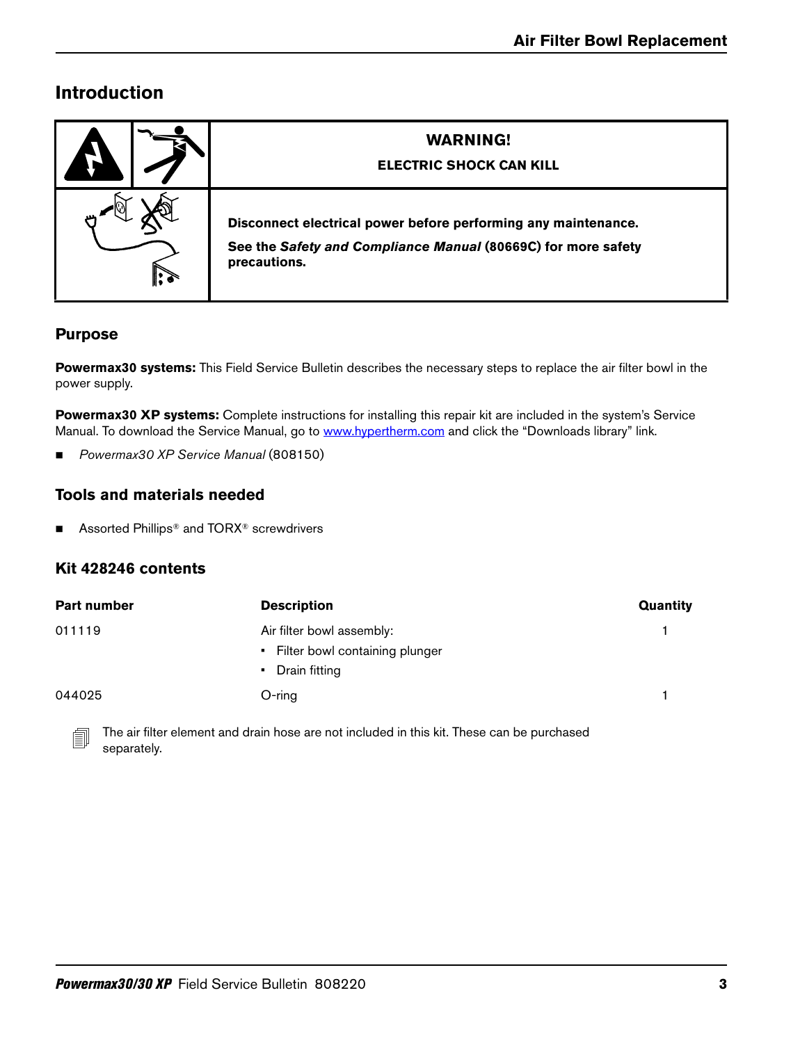## Introduction

| | WARNING!<br>ELECTRIC SHOCK CAN KILL |
|---|---|
| | **Disconnect electrical power before performing any maintenance.**<br>**See the *Safety and Compliance Manual* (80669C) for more safety precautions.** |

### Purpose

**Powermax30 systems:** This Field Service Bulletin describes the necessary steps to replace the air filter bowl in the power supply.

**Powermax30 XP systems:** Complete instructions for installing this repair kit are included in the system's Service Manual. To download the Service Manual, go to www.hypertherm.com and click the "Downloads library" link.

- *Powermax30 XP Service Manual* (808150)

### Tools and materials needed

- Assorted Phillips® and TORX® screwdrivers

### Kit 428246 contents

| Part number | Description | Quantity |
|---|---|---|
| 011119 | Air filter bowl assembly:<br>• Filter bowl containing plunger<br>• Drain fitting | 1 |
| 044025 | O-ring | 1 |

The air filter element and drain hose are not included in this kit. These can be purchased separately.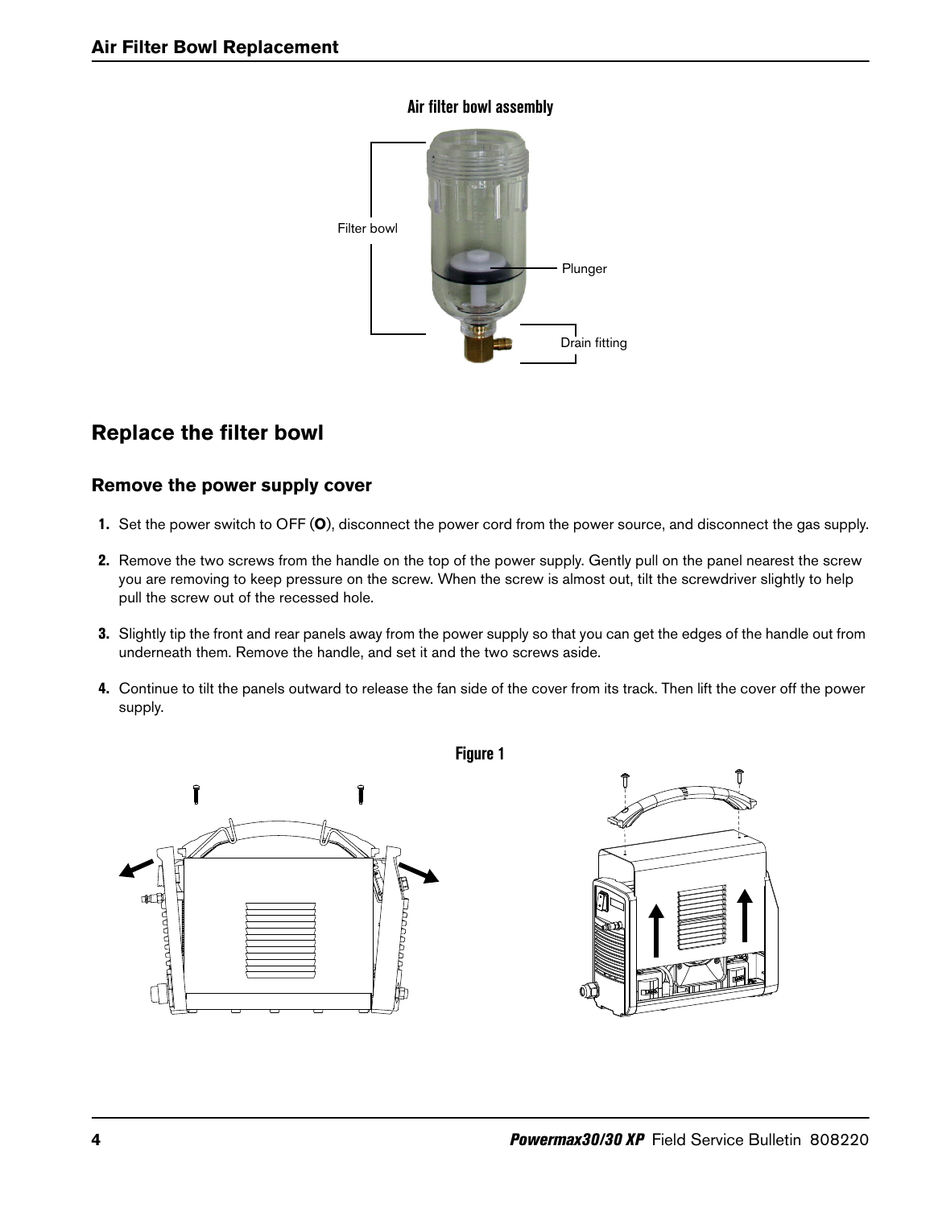**Air filter bowl assembly**

Filter bowl

Plunger

Drain fitting

## Replace the filter bowl

### Remove the power supply cover

1. Set the power switch to OFF (**O**), disconnect the power cord from the power source, and disconnect the gas supply.
2. Remove the two screws from the handle on the top of the power supply. Gently pull on the panel nearest the screw you are removing to keep pressure on the screw. When the screw is almost out, tilt the screwdriver slightly to help pull the screw out of the recessed hole.
3. Slightly tip the front and rear panels away from the power supply so that you can get the edges of the handle out from underneath them. Remove the handle, and set it and the two screws aside.
4. Continue to tilt the panels outward to release the fan side of the cover from its track. Then lift the cover off the power supply.

**Figure 1**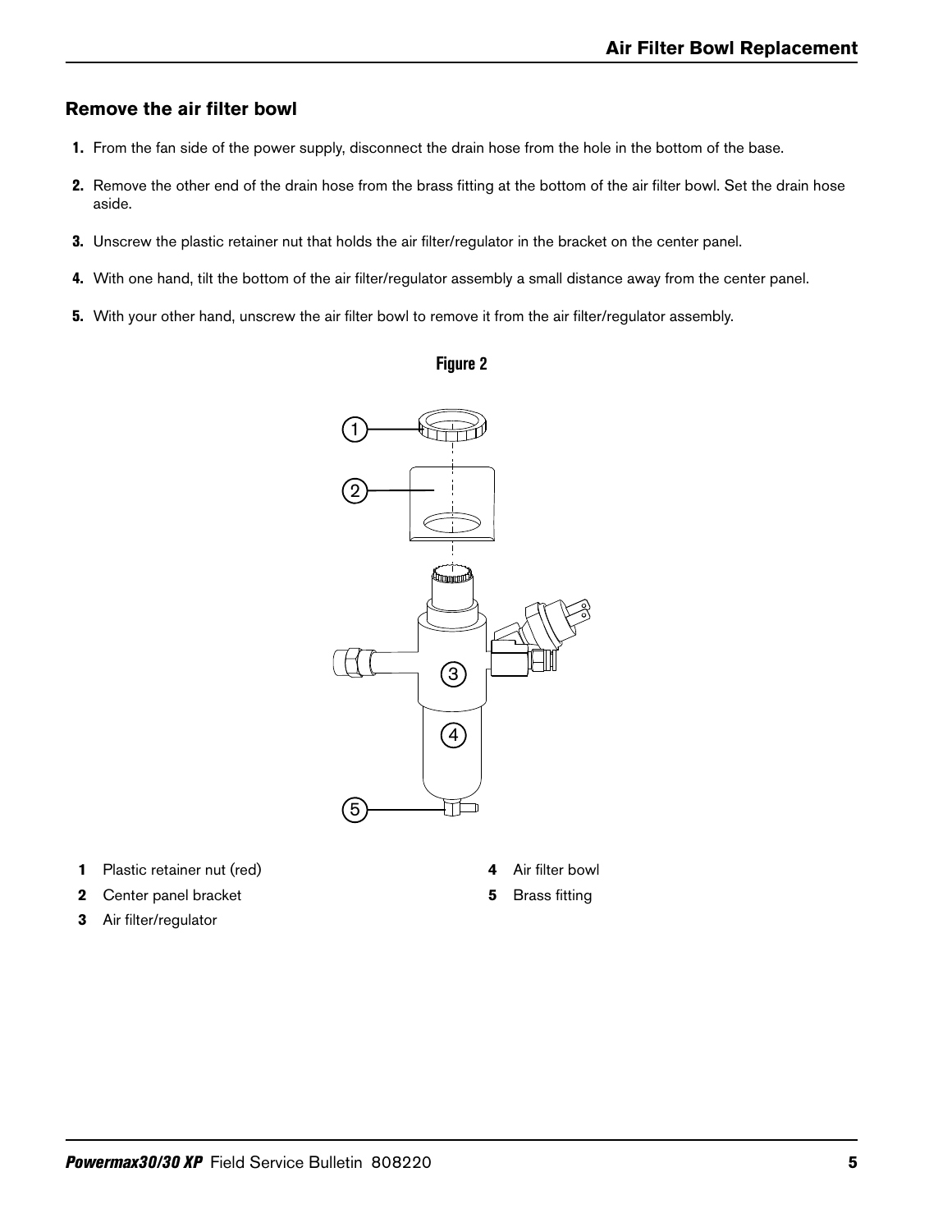## Remove the air filter bowl

1. From the fan side of the power supply, disconnect the drain hose from the hole in the bottom of the base.
2. Remove the other end of the drain hose from the brass fitting at the bottom of the air filter bowl. Set the drain hose aside.
3. Unscrew the plastic retainer nut that holds the air filter/regulator in the bracket on the center panel.
4. With one hand, tilt the bottom of the air filter/regulator assembly a small distance away from the center panel.
5. With your other hand, unscrew the air filter bowl to remove it from the air filter/regulator assembly.

**Figure 2**

**1** Plastic retainer nut (red)

**2** Center panel bracket

**3** Air filter/regulator

**4** Air filter bowl

**5** Brass fitting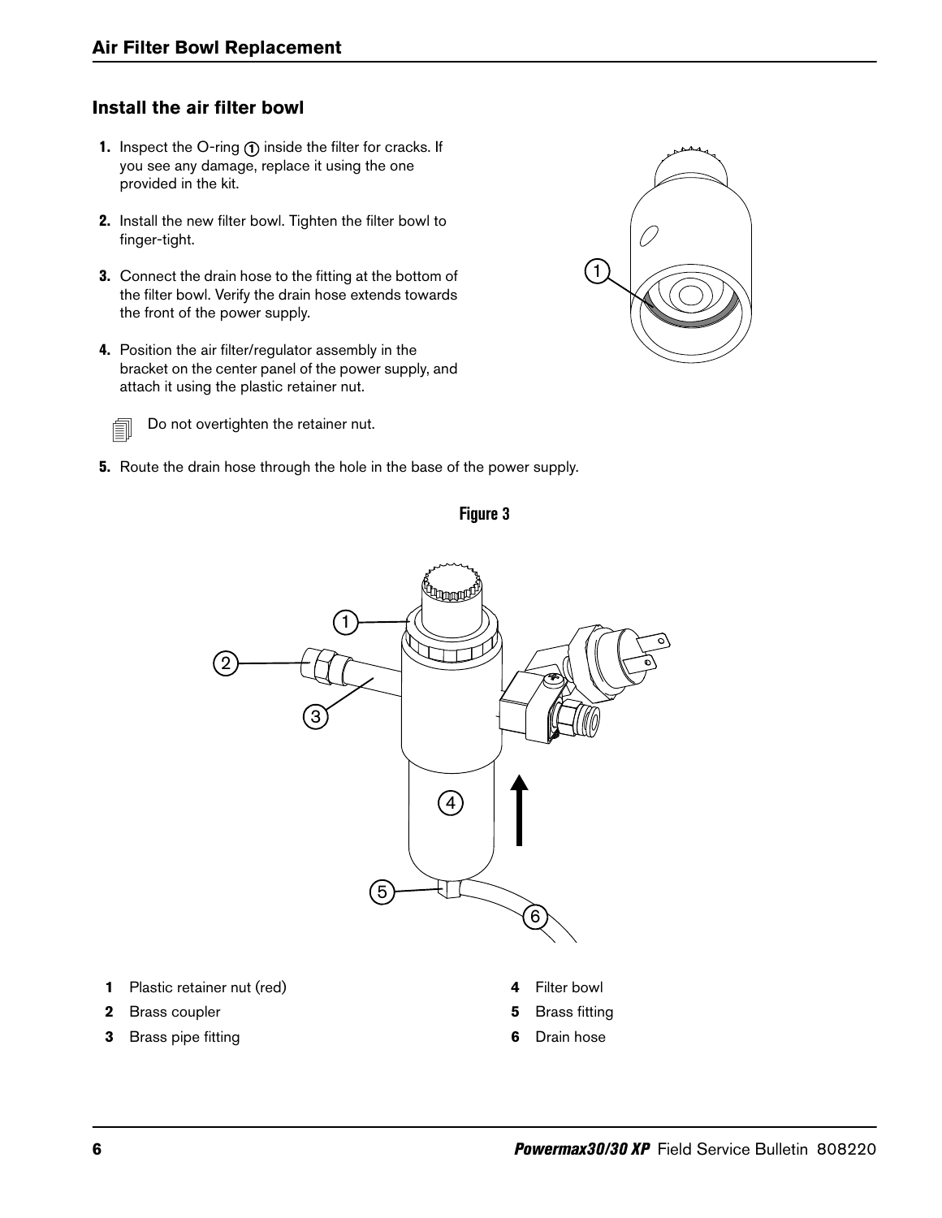## Install the air filter bowl

1. Inspect the O-ring ① inside the filter for cracks. If you see any damage, replace it using the one provided in the kit.
2. Install the new filter bowl. Tighten the filter bowl to finger-tight.
3. Connect the drain hose to the fitting at the bottom of the filter bowl. Verify the drain hose extends towards the front of the power supply.
4. Position the air filter/regulator assembly in the bracket on the center panel of the power supply, and attach it using the plastic retainer nut.

   Do not overtighten the retainer nut.

5. Route the drain hose through the hole in the base of the power supply.

**Figure 3**

| | | | |
|---|---|---|---|
| **1** | Plastic retainer nut (red) | **4** | Filter bowl |
| **2** | Brass coupler | **5** | Brass fitting |
| **3** | Brass pipe fitting | **6** | Drain hose |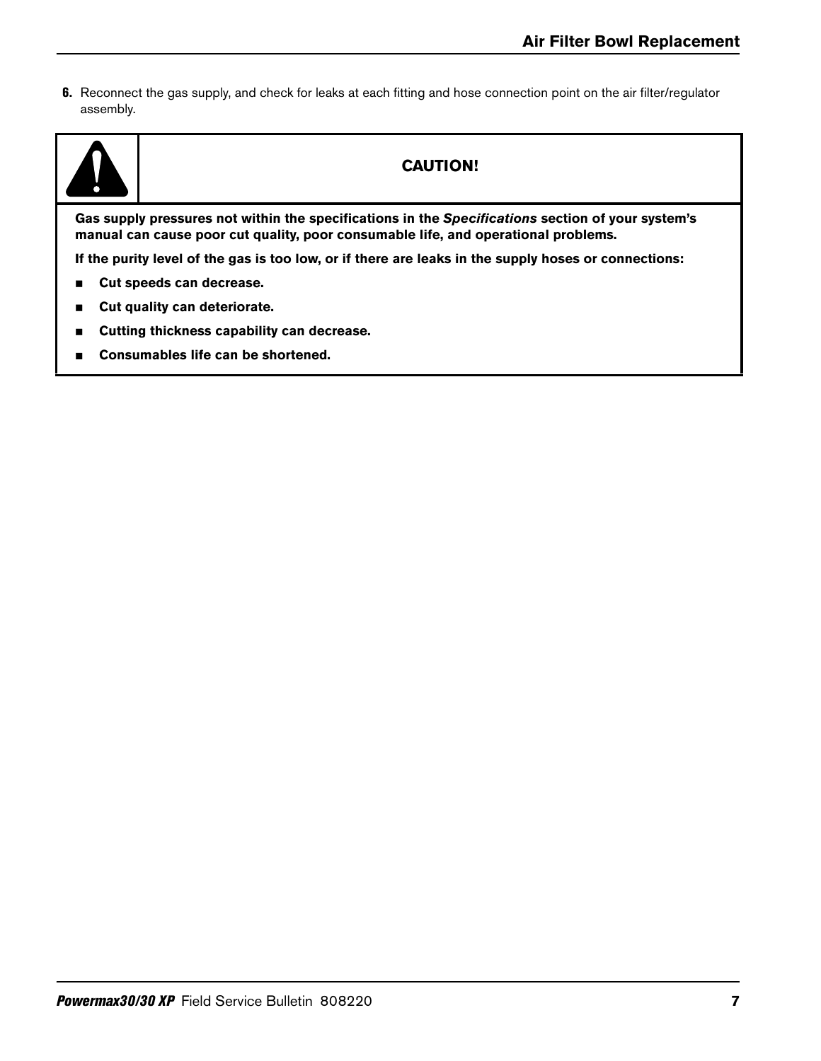6. Reconnect the gas supply, and check for leaks at each fitting and hose connection point on the air filter/regulator assembly.

**CAUTION!**

**Gas supply pressures not within the specifications in the *Specifications* section of your system's manual can cause poor cut quality, poor consumable life, and operational problems.**

**If the purity level of the gas is too low, or if there are leaks in the supply hoses or connections:**

- **Cut speeds can decrease.**
- **Cut quality can deteriorate.**
- **Cutting thickness capability can decrease.**
- **Consumables life can be shortened.**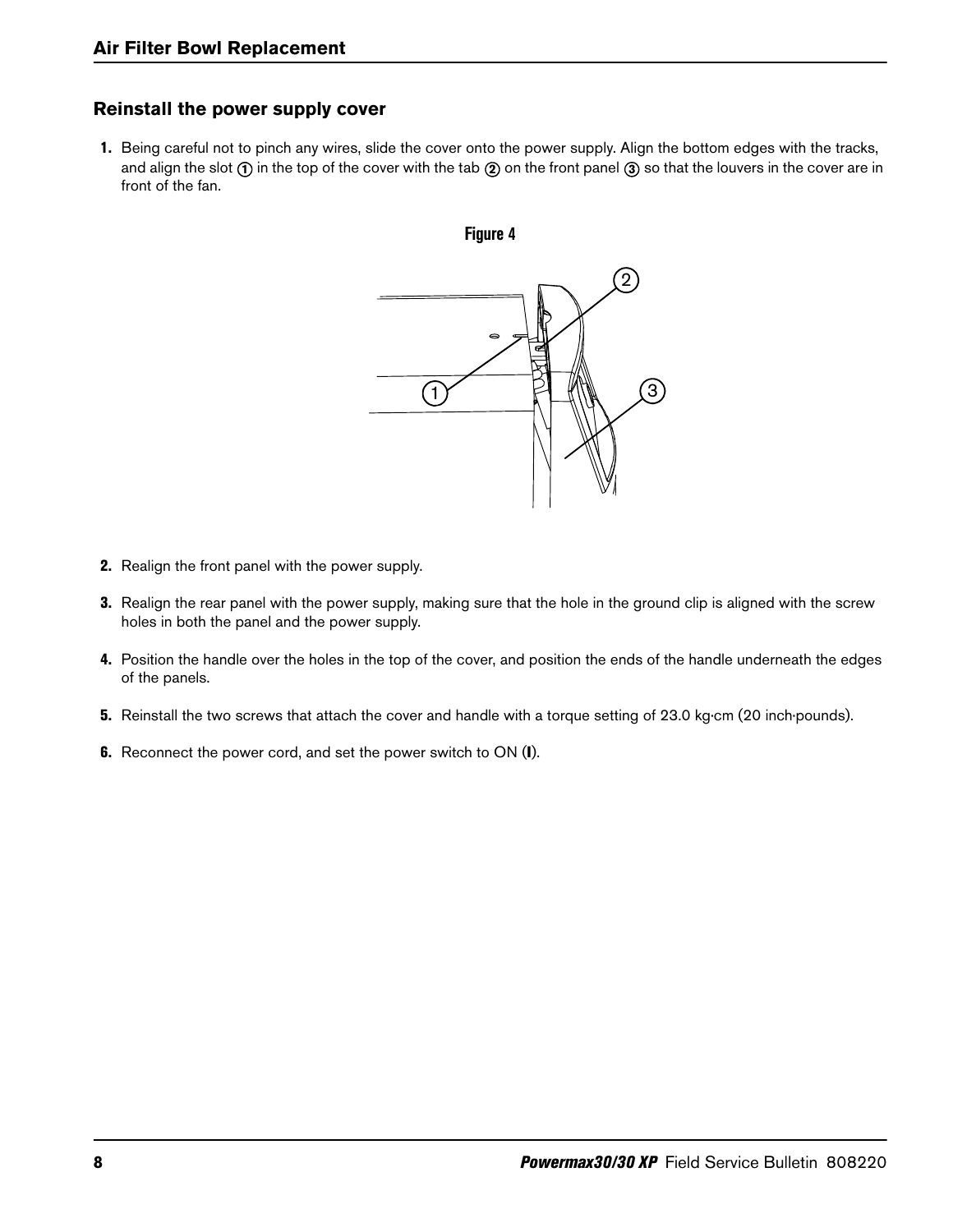## Reinstall the power supply cover

1. Being careful not to pinch any wires, slide the cover onto the power supply. Align the bottom edges with the tracks, and align the slot ① in the top of the cover with the tab ② on the front panel ③ so that the louvers in the cover are in front of the fan.

**Figure 4**

2. Realign the front panel with the power supply.
3. Realign the rear panel with the power supply, making sure that the hole in the ground clip is aligned with the screw holes in both the panel and the power supply.
4. Position the handle over the holes in the top of the cover, and position the ends of the handle underneath the edges of the panels.
5. Reinstall the two screws that attach the cover and handle with a torque setting of 23.0 kg∙cm (20 inch∙pounds).
6. Reconnect the power cord, and set the power switch to ON (**I**).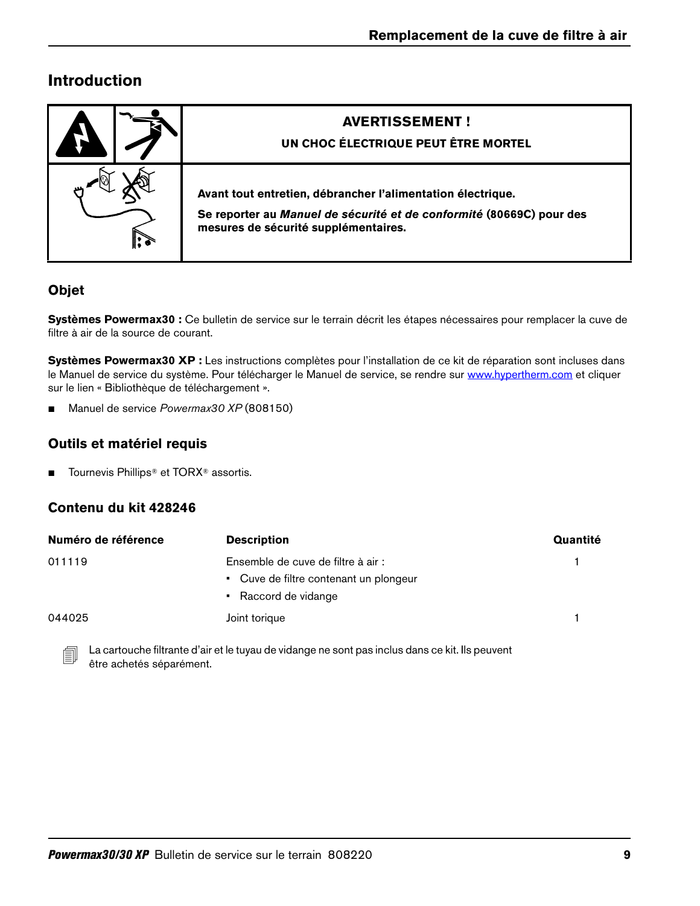# Introduction

**AVERTISSEMENT !**

**UN CHOC ÉLECTRIQUE PEUT ÊTRE MORTEL**

**Avant tout entretien, débrancher l'alimentation électrique.**

**Se reporter au *Manuel de sécurité et de conformité* (80669C) pour des mesures de sécurité supplémentaires.**

## Objet

**Systèmes Powermax30 :** Ce bulletin de service sur le terrain décrit les étapes nécessaires pour remplacer la cuve de filtre à air de la source de courant.

**Systèmes Powermax30 XP :** Les instructions complètes pour l'installation de ce kit de réparation sont incluses dans le Manuel de service du système. Pour télécharger le Manuel de service, se rendre sur www.hypertherm.com et cliquer sur le lien « Bibliothèque de téléchargement ».

- Manuel de service *Powermax30 XP* (808150)

## Outils et matériel requis

- Tournevis Phillips® et TORX® assortis.

## Contenu du kit 428246

| Numéro de référence | Description | Quantité |
|---|---|---|
| 011119 | Ensemble de cuve de filtre à air :<br>• Cuve de filtre contenant un plongeur<br>• Raccord de vidange | 1 |
| 044025 | Joint torique | 1 |

La cartouche filtrante d'air et le tuyau de vidange ne sont pas inclus dans ce kit. Ils peuvent être achetés séparément.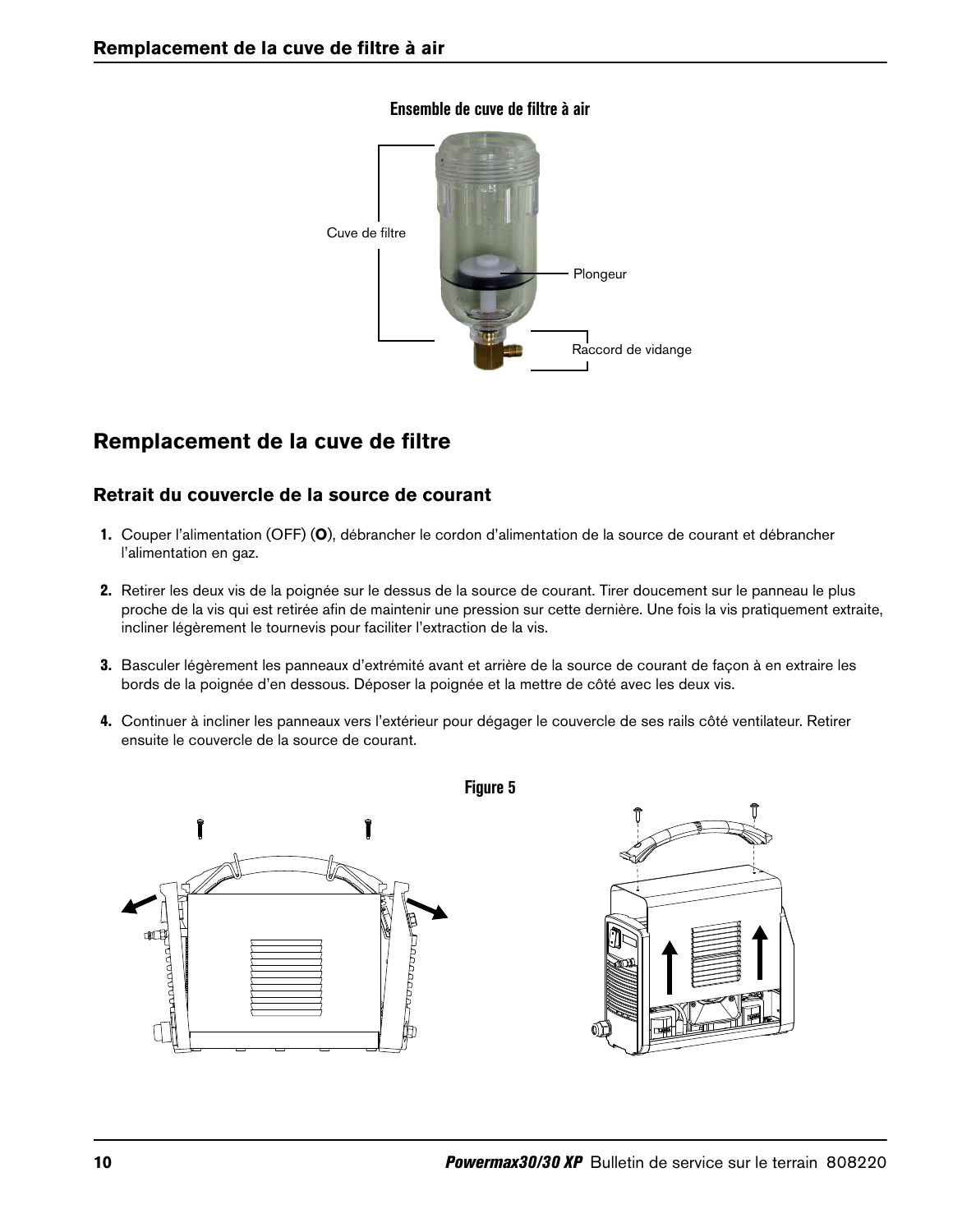Ensemble de cuve de filtre à air

Cuve de filtre

Plongeur

Raccord de vidange

## Remplacement de la cuve de filtre

### Retrait du couvercle de la source de courant

1. Couper l'alimentation (OFF) (**O**), débrancher le cordon d'alimentation de la source de courant et débrancher l'alimentation en gaz.
2. Retirer les deux vis de la poignée sur le dessus de la source de courant. Tirer doucement sur le panneau le plus proche de la vis qui est retirée afin de maintenir une pression sur cette dernière. Une fois la vis pratiquement extraite, incliner légèrement le tournevis pour faciliter l'extraction de la vis.
3. Basculer légèrement les panneaux d'extrémité avant et arrière de la source de courant de façon à en extraire les bords de la poignée d'en dessous. Déposer la poignée et la mettre de côté avec les deux vis.
4. Continuer à incliner les panneaux vers l'extérieur pour dégager le couvercle de ses rails côté ventilateur. Retirer ensuite le couvercle de la source de courant.

Figure 5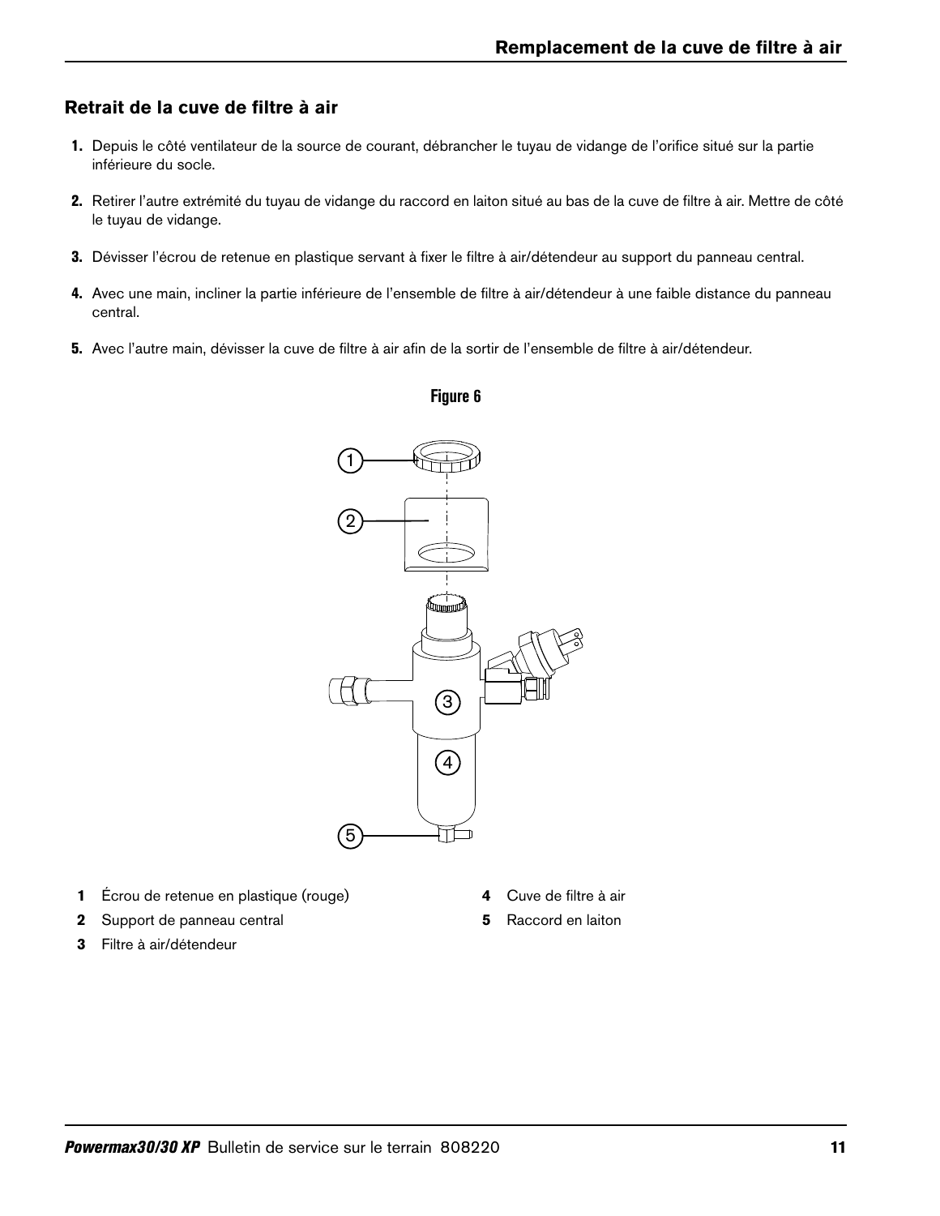## Retrait de la cuve de filtre à air

1. Depuis le côté ventilateur de la source de courant, débrancher le tuyau de vidange de l'orifice situé sur la partie inférieure du socle.
2. Retirer l'autre extrémité du tuyau de vidange du raccord en laiton situé au bas de la cuve de filtre à air. Mettre de côté le tuyau de vidange.
3. Dévisser l'écrou de retenue en plastique servant à fixer le filtre à air/détendeur au support du panneau central.
4. Avec une main, incliner la partie inférieure de l'ensemble de filtre à air/détendeur à une faible distance du panneau central.
5. Avec l'autre main, dévisser la cuve de filtre à air afin de la sortir de l'ensemble de filtre à air/détendeur.

**Figure 6**

1. Écrou de retenue en plastique (rouge)
2. Support de panneau central
3. Filtre à air/détendeur
4. Cuve de filtre à air
5. Raccord en laiton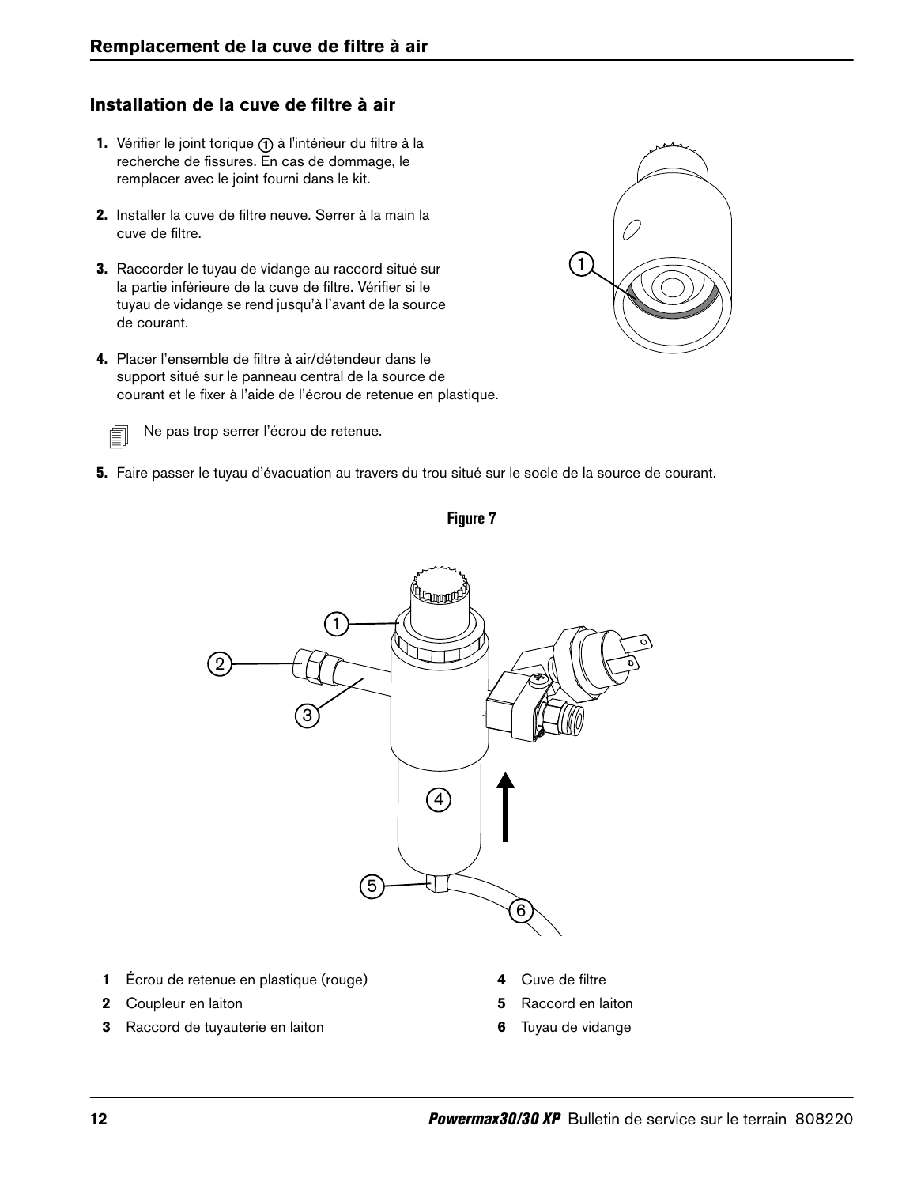## Installation de la cuve de filtre à air

1. Vérifier le joint torique ① à l'intérieur du filtre à la recherche de fissures. En cas de dommage, le remplacer avec le joint fourni dans le kit.
2. Installer la cuve de filtre neuve. Serrer à la main la cuve de filtre.
3. Raccorder le tuyau de vidange au raccord situé sur la partie inférieure de la cuve de filtre. Vérifier si le tuyau de vidange se rend jusqu'à l'avant de la source de courant.
4. Placer l'ensemble de filtre à air/détendeur dans le support situé sur le panneau central de la source de courant et le fixer à l'aide de l'écrou de retenue en plastique.

   Ne pas trop serrer l'écrou de retenue.

5. Faire passer le tuyau d'évacuation au travers du trou situé sur le socle de la source de courant.

**Figure 7**

**1** Écrou de retenue en plastique (rouge)
**2** Coupleur en laiton
**3** Raccord de tuyauterie en laiton
**4** Cuve de filtre
**5** Raccord en laiton
**6** Tuyau de vidange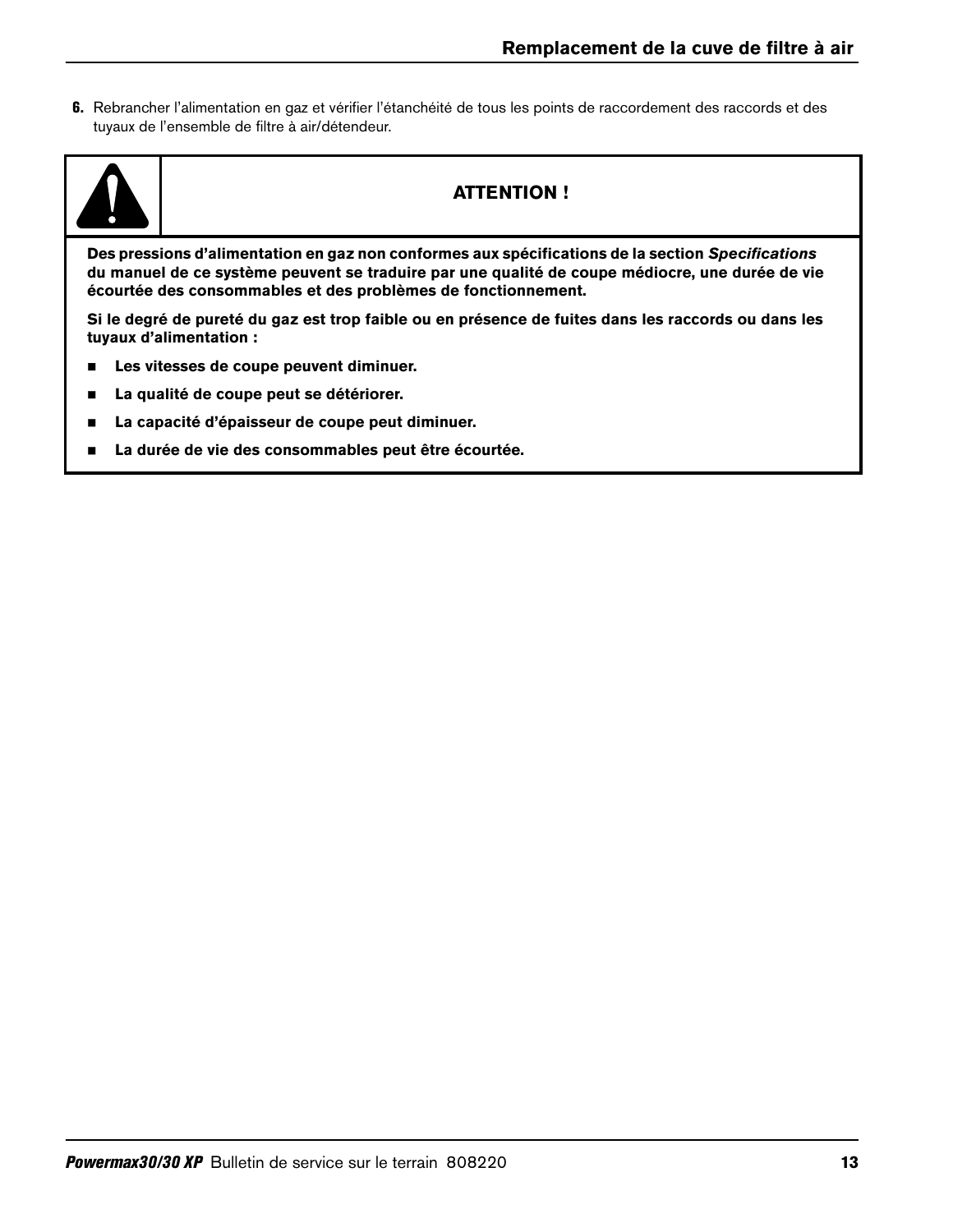6. Rebrancher l'alimentation en gaz et vérifier l'étanchéité de tous les points de raccordement des raccords et des tuyaux de l'ensemble de filtre à air/détendeur.

**ATTENTION !**

**Des pressions d'alimentation en gaz non conformes aux spécifications de la section *Specifications* du manuel de ce système peuvent se traduire par une qualité de coupe médiocre, une durée de vie écourtée des consommables et des problèmes de fonctionnement.**

**Si le degré de pureté du gaz est trop faible ou en présence de fuites dans les raccords ou dans les tuyaux d'alimentation :**

- **Les vitesses de coupe peuvent diminuer.**
- **La qualité de coupe peut se détériorer.**
- **La capacité d'épaisseur de coupe peut diminuer.**
- **La durée de vie des consommables peut être écourtée.**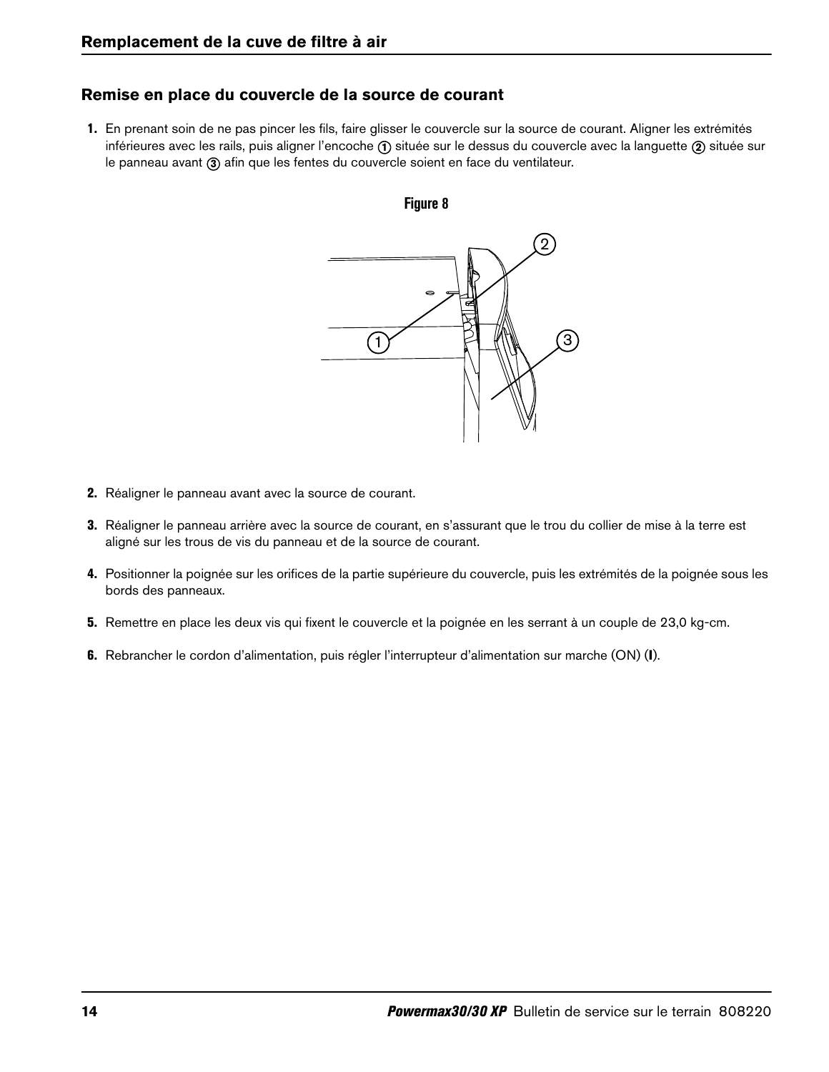## Remise en place du couvercle de la source de courant

1. En prenant soin de ne pas pincer les fils, faire glisser le couvercle sur la source de courant. Aligner les extrémités inférieures avec les rails, puis aligner l'encoche ① située sur le dessus du couvercle avec la languette ② située sur le panneau avant ③ afin que les fentes du couvercle soient en face du ventilateur.

**Figure 8**

1
2
3

2. Réaligner le panneau avant avec la source de courant.

3. Réaligner le panneau arrière avec la source de courant, en s'assurant que le trou du collier de mise à la terre est aligné sur les trous de vis du panneau et de la source de courant.

4. Positionner la poignée sur les orifices de la partie supérieure du couvercle, puis les extrémités de la poignée sous les bords des panneaux.

5. Remettre en place les deux vis qui fixent le couvercle et la poignée en les serrant à un couple de 23,0 kg-cm.

6. Rebrancher le cordon d'alimentation, puis régler l'interrupteur d'alimentation sur marche (ON) (**I**).